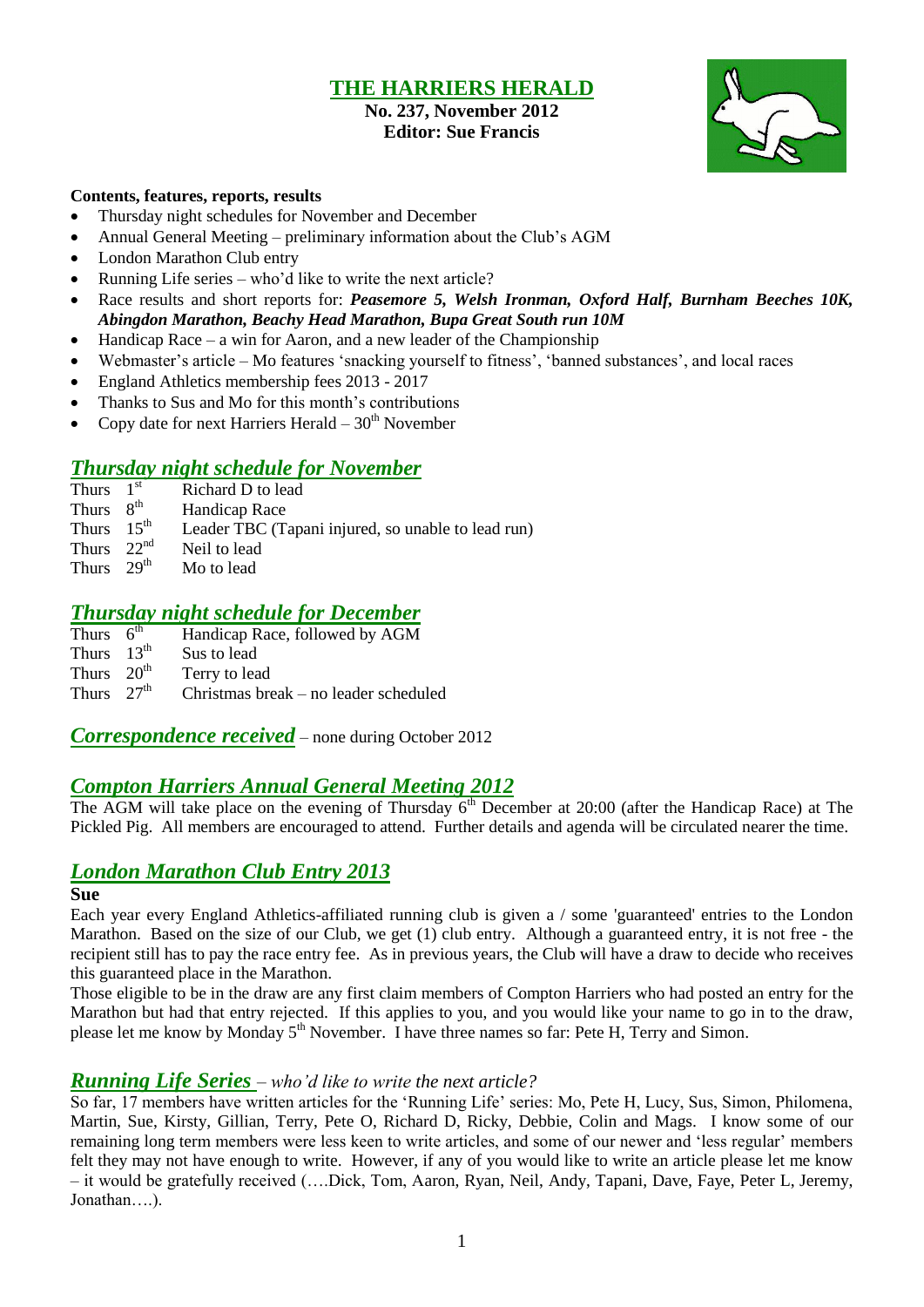# THE HARRIERS HERALD

**No. 237, November 2012**
**Editor: Sue Francis**

**Contents, features, reports, results**

- Thursday night schedules for November and December
- Annual General Meeting – preliminary information about the Club's AGM
- London Marathon Club entry
- Running Life series – who'd like to write the next article?
- Race results and short reports for: ***Peasemore 5, Welsh Ironman, Oxford Half, Burnham Beeches 10K, Abingdon Marathon, Beachy Head Marathon, Bupa Great South run 10M***
- Handicap Race – a win for Aaron, and a new leader of the Championship
- Webmaster's article – Mo features 'snacking yourself to fitness', 'banned substances', and local races
- England Athletics membership fees 2013 - 2017
- Thanks to Sus and Mo for this month's contributions
- Copy date for next Harriers Herald – 30th November

## *Thursday night schedule for November*

| | |
|---|---|
| Thurs 1st | Richard D to lead |
| Thurs 8th | Handicap Race |
| Thurs 15th | Leader TBC (Tapani injured, so unable to lead run) |
| Thurs 22nd | Neil to lead |
| Thurs 29th | Mo to lead |

## *Thursday night schedule for December*

| | |
|---|---|
| Thurs 6th | Handicap Race, followed by AGM |
| Thurs 13th | Sus to lead |
| Thurs 20th | Terry to lead |
| Thurs 27th | Christmas break – no leader scheduled |

## *Correspondence received* – none during October 2012

## *Compton Harriers Annual General Meeting 2012*

The AGM will take place on the evening of Thursday 6th December at 20:00 (after the Handicap Race) at The Pickled Pig. All members are encouraged to attend. Further details and agenda will be circulated nearer the time.

## *London Marathon Club Entry 2013*

**Sue**

Each year every England Athletics-affiliated running club is given a / some 'guaranteed' entries to the London Marathon. Based on the size of our Club, we get (1) club entry. Although a guaranteed entry, it is not free - the recipient still has to pay the race entry fee. As in previous years, the Club will have a draw to decide who receives this guaranteed place in the Marathon.

Those eligible to be in the draw are any first claim members of Compton Harriers who had posted an entry for the Marathon but had that entry rejected. If this applies to you, and you would like your name to go in to the draw, please let me know by Monday 5th November. I have three names so far: Pete H, Terry and Simon.

## *Running Life Series – who'd like to write the next article?*

So far, 17 members have written articles for the 'Running Life' series: Mo, Pete H, Lucy, Sus, Simon, Philomena, Martin, Sue, Kirsty, Gillian, Terry, Pete O, Richard D, Ricky, Debbie, Colin and Mags. I know some of our remaining long term members were less keen to write articles, and some of our newer and 'less regular' members felt they may not have enough to write. However, if any of you would like to write an article please let me know – it would be gratefully received (….Dick, Tom, Aaron, Ryan, Neil, Andy, Tapani, Dave, Faye, Peter L, Jeremy, Jonathan….).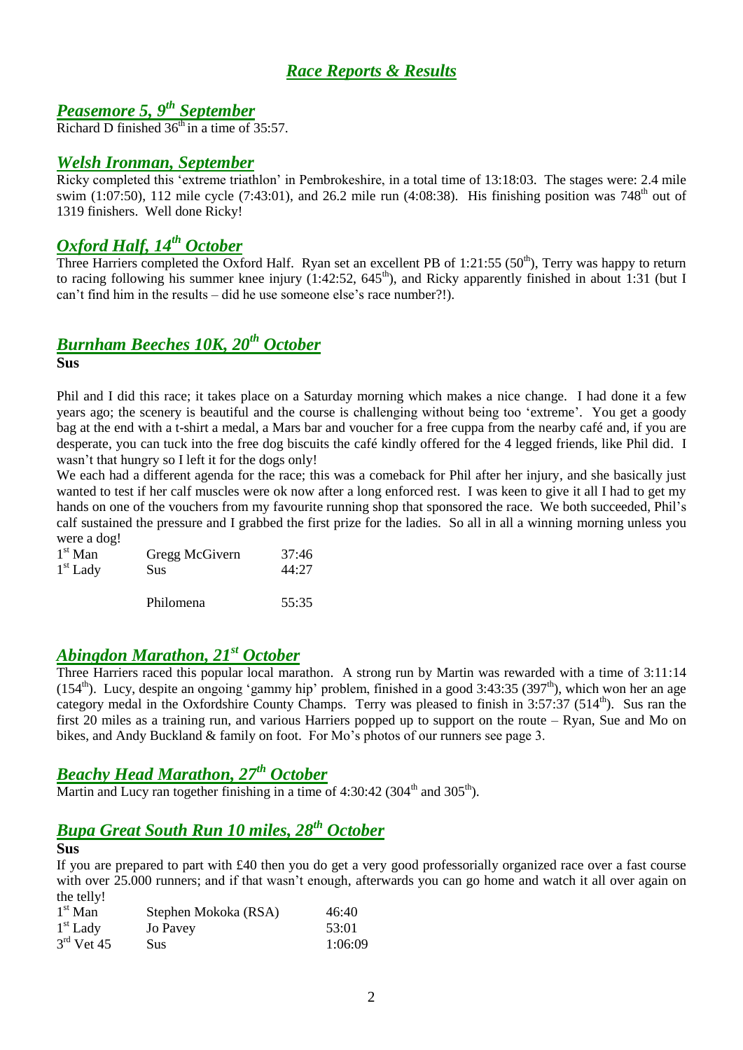# *Race Reports & Results*

## *Peasemore 5, 9th September*

Richard D finished 36th in a time of 35:57.

## *Welsh Ironman, September*

Ricky completed this 'extreme triathlon' in Pembrokeshire, in a total time of 13:18:03. The stages were: 2.4 mile swim (1:07:50), 112 mile cycle (7:43:01), and 26.2 mile run (4:08:38). His finishing position was 748th out of 1319 finishers. Well done Ricky!

## *Oxford Half, 14th October*

Three Harriers completed the Oxford Half. Ryan set an excellent PB of 1:21:55 (50th), Terry was happy to return to racing following his summer knee injury (1:42:52, 645th), and Ricky apparently finished in about 1:31 (but I can't find him in the results – did he use someone else's race number?!).

## *Burnham Beeches 10K, 20th October*

**Sus**

Phil and I did this race; it takes place on a Saturday morning which makes a nice change. I had done it a few years ago; the scenery is beautiful and the course is challenging without being too 'extreme'. You get a goody bag at the end with a t-shirt a medal, a Mars bar and voucher for a free cuppa from the nearby café and, if you are desperate, you can tuck into the free dog biscuits the café kindly offered for the 4 legged friends, like Phil did. I wasn't that hungry so I left it for the dogs only!

We each had a different agenda for the race; this was a comeback for Phil after her injury, and she basically just wanted to test if her calf muscles were ok now after a long enforced rest. I was keen to give it all I had to get my hands on one of the vouchers from my favourite running shop that sponsored the race. We both succeeded, Phil's calf sustained the pressure and I grabbed the first prize for the ladies. So all in all a winning morning unless you were a dog!

| | | |
|---|---|---|
| 1st Man | Gregg McGivern | 37:46 |
| 1st Lady | Sus | 44:27 |
| | Philomena | 55:35 |

## *Abingdon Marathon, 21st October*

Three Harriers raced this popular local marathon. A strong run by Martin was rewarded with a time of 3:11:14 (154th). Lucy, despite an ongoing 'gammy hip' problem, finished in a good 3:43:35 (397th), which won her an age category medal in the Oxfordshire County Champs. Terry was pleased to finish in 3:57:37 (514th). Sus ran the first 20 miles as a training run, and various Harriers popped up to support on the route – Ryan, Sue and Mo on bikes, and Andy Buckland & family on foot. For Mo's photos of our runners see page 3.

## *Beachy Head Marathon, 27th October*

Martin and Lucy ran together finishing in a time of 4:30:42 (304th and 305th).

## *Bupa Great South Run 10 miles, 28th October*

**Sus**

If you are prepared to part with £40 then you do get a very good professorially organized race over a fast course with over 25.000 runners; and if that wasn't enough, afterwards you can go home and watch it all over again on the telly!

| | | |
|---|---|---|
| 1st Man | Stephen Mokoka (RSA) | 46:40 |
| 1st Lady | Jo Pavey | 53:01 |
| 3rd Vet 45 | Sus | 1:06:09 |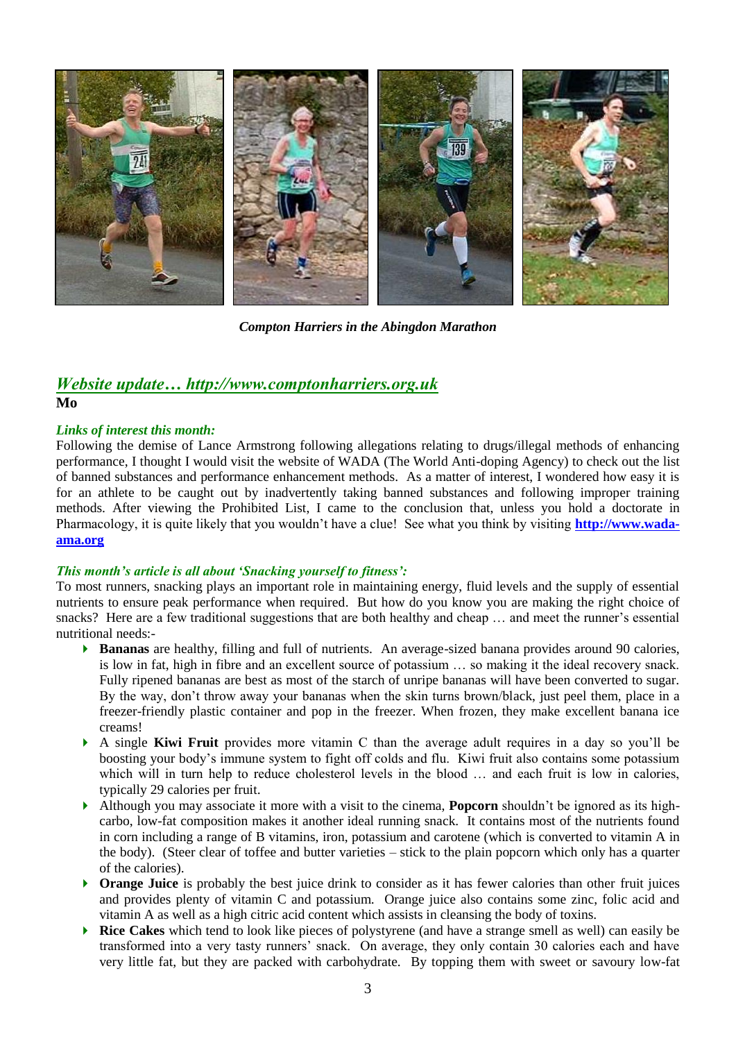*Compton Harriers in the Abingdon Marathon*

## *Website update… http://www.comptonharriers.org.uk*

**Mo**

***Links of interest this month:***

Following the demise of Lance Armstrong following allegations relating to drugs/illegal methods of enhancing performance, I thought I would visit the website of WADA (The World Anti-doping Agency) to check out the list of banned substances and performance enhancement methods. As a matter of interest, I wondered how easy it is for an athlete to be caught out by inadvertently taking banned substances and following improper training methods. After viewing the Prohibited List, I came to the conclusion that, unless you hold a doctorate in Pharmacology, it is quite likely that you wouldn't have a clue! See what you think by visiting **http://www.wada-ama.org**

***This month's article is all about 'Snacking yourself to fitness':***

To most runners, snacking plays an important role in maintaining energy, fluid levels and the supply of essential nutrients to ensure peak performance when required. But how do you know you are making the right choice of snacks? Here are a few traditional suggestions that are both healthy and cheap … and meet the runner's essential nutritional needs:-

- **Bananas** are healthy, filling and full of nutrients. An average-sized banana provides around 90 calories, is low in fat, high in fibre and an excellent source of potassium … so making it the ideal recovery snack. Fully ripened bananas are best as most of the starch of unripe bananas will have been converted to sugar. By the way, don't throw away your bananas when the skin turns brown/black, just peel them, place in a freezer-friendly plastic container and pop in the freezer. When frozen, they make excellent banana ice creams!
- A single **Kiwi Fruit** provides more vitamin C than the average adult requires in a day so you'll be boosting your body's immune system to fight off colds and flu. Kiwi fruit also contains some potassium which will in turn help to reduce cholesterol levels in the blood … and each fruit is low in calories, typically 29 calories per fruit.
- Although you may associate it more with a visit to the cinema, **Popcorn** shouldn't be ignored as its high-carbo, low-fat composition makes it another ideal running snack. It contains most of the nutrients found in corn including a range of B vitamins, iron, potassium and carotene (which is converted to vitamin A in the body). (Steer clear of toffee and butter varieties – stick to the plain popcorn which only has a quarter of the calories).
- **Orange Juice** is probably the best juice drink to consider as it has fewer calories than other fruit juices and provides plenty of vitamin C and potassium. Orange juice also contains some zinc, folic acid and vitamin A as well as a high citric acid content which assists in cleansing the body of toxins.
- **Rice Cakes** which tend to look like pieces of polystyrene (and have a strange smell as well) can easily be transformed into a very tasty runners' snack. On average, they only contain 30 calories each and have very little fat, but they are packed with carbohydrate. By topping them with sweet or savoury low-fat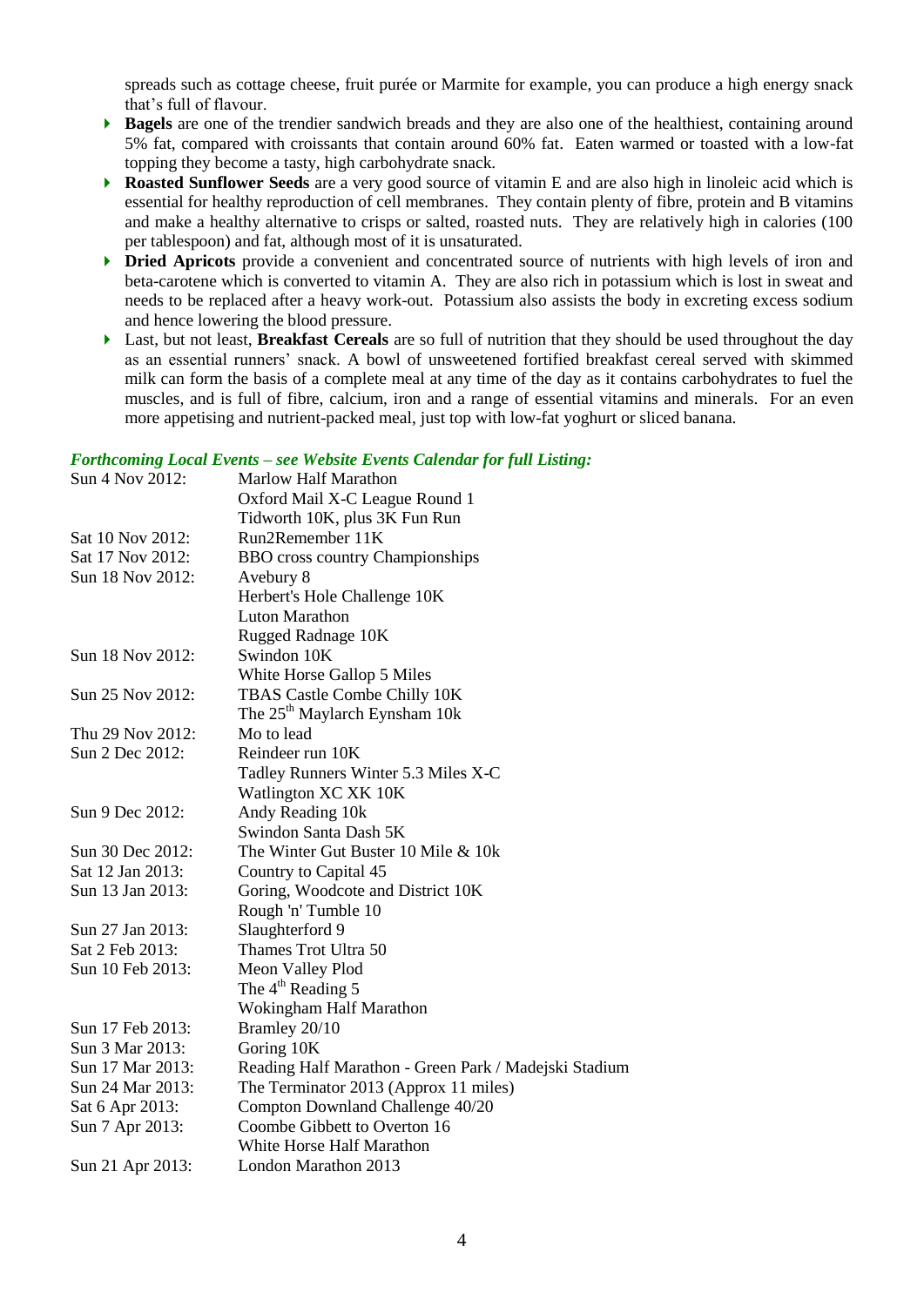spreads such as cottage cheese, fruit purée or Marmite for example, you can produce a high energy snack that's full of flavour.

- **Bagels** are one of the trendier sandwich breads and they are also one of the healthiest, containing around 5% fat, compared with croissants that contain around 60% fat. Eaten warmed or toasted with a low-fat topping they become a tasty, high carbohydrate snack.
- **Roasted Sunflower Seeds** are a very good source of vitamin E and are also high in linoleic acid which is essential for healthy reproduction of cell membranes. They contain plenty of fibre, protein and B vitamins and make a healthy alternative to crisps or salted, roasted nuts. They are relatively high in calories (100 per tablespoon) and fat, although most of it is unsaturated.
- **Dried Apricots** provide a convenient and concentrated source of nutrients with high levels of iron and beta-carotene which is converted to vitamin A. They are also rich in potassium which is lost in sweat and needs to be replaced after a heavy work-out. Potassium also assists the body in excreting excess sodium and hence lowering the blood pressure.
- Last, but not least, **Breakfast Cereals** are so full of nutrition that they should be used throughout the day as an essential runners' snack. A bowl of unsweetened fortified breakfast cereal served with skimmed milk can form the basis of a complete meal at any time of the day as it contains carbohydrates to fuel the muscles, and is full of fibre, calcium, iron and a range of essential vitamins and minerals. For an even more appetising and nutrient-packed meal, just top with low-fat yoghurt or sliced banana.

***Forthcoming Local Events – see Website Events Calendar for full Listing:***

| | |
|---|---|
| Sun 4 Nov 2012: | Marlow Half Marathon |
| | Oxford Mail X-C League Round 1 |
| | Tidworth 10K, plus 3K Fun Run |
| Sat 10 Nov 2012: | Run2Remember 11K |
| Sat 17 Nov 2012: | BBO cross country Championships |
| Sun 18 Nov 2012: | Avebury 8 |
| | Herbert's Hole Challenge 10K |
| | Luton Marathon |
| | Rugged Radnage 10K |
| Sun 18 Nov 2012: | Swindon 10K |
| | White Horse Gallop 5 Miles |
| Sun 25 Nov 2012: | TBAS Castle Combe Chilly 10K |
| | The 25th Maylarch Eynsham 10k |
| Thu 29 Nov 2012: | Mo to lead |
| Sun 2 Dec 2012: | Reindeer run 10K |
| | Tadley Runners Winter 5.3 Miles X-C |
| | Watlington XC XK 10K |
| Sun 9 Dec 2012: | Andy Reading 10k |
| | Swindon Santa Dash 5K |
| Sun 30 Dec 2012: | The Winter Gut Buster 10 Mile & 10k |
| Sat 12 Jan 2013: | Country to Capital 45 |
| Sun 13 Jan 2013: | Goring, Woodcote and District 10K |
| | Rough 'n' Tumble 10 |
| Sun 27 Jan 2013: | Slaughterford 9 |
| Sat 2 Feb 2013: | Thames Trot Ultra 50 |
| Sun 10 Feb 2013: | Meon Valley Plod |
| | The 4th Reading 5 |
| | Wokingham Half Marathon |
| Sun 17 Feb 2013: | Bramley 20/10 |
| Sun 3 Mar 2013: | Goring 10K |
| Sun 17 Mar 2013: | Reading Half Marathon - Green Park / Madejski Stadium |
| Sun 24 Mar 2013: | The Terminator 2013 (Approx 11 miles) |
| Sat 6 Apr 2013: | Compton Downland Challenge 40/20 |
| Sun 7 Apr 2013: | Coombe Gibbett to Overton 16 |
| | White Horse Half Marathon |
| Sun 21 Apr 2013: | London Marathon 2013 |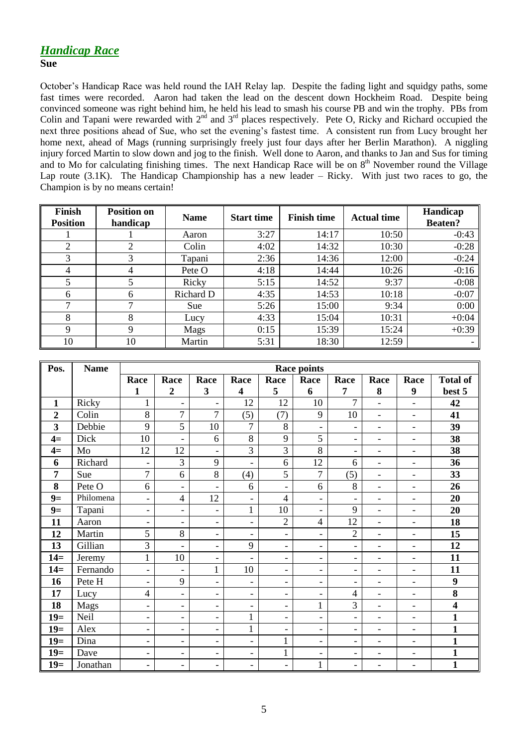## *Handicap Race*

**Sue**

October's Handicap Race was held round the IAH Relay lap. Despite the fading light and squidgy paths, some fast times were recorded. Aaron had taken the lead on the descent down Hockheim Road. Despite being convinced someone was right behind him, he held his lead to smash his course PB and win the trophy. PBs from Colin and Tapani were rewarded with 2nd and 3rd places respectively. Pete O, Ricky and Richard occupied the next three positions ahead of Sue, who set the evening's fastest time. A consistent run from Lucy brought her home next, ahead of Mags (running surprisingly freely just four days after her Berlin Marathon). A niggling injury forced Martin to slow down and jog to the finish. Well done to Aaron, and thanks to Jan and Sus for timing and to Mo for calculating finishing times. The next Handicap Race will be on 8th November round the Village Lap route (3.1K). The Handicap Championship has a new leader – Ricky. With just two races to go, the Champion is by no means certain!

| Finish Position | Position on handicap | Name | Start time | Finish time | Actual time | Handicap Beaten? |
|---|---|---|---|---|---|---|
| 1 | 1 | Aaron | 3:27 | 14:17 | 10:50 | -0:43 |
| 2 | 2 | Colin | 4:02 | 14:32 | 10:30 | -0:28 |
| 3 | 3 | Tapani | 2:36 | 14:36 | 12:00 | -0:24 |
| 4 | 4 | Pete O | 4:18 | 14:44 | 10:26 | -0:16 |
| 5 | 5 | Ricky | 5:15 | 14:52 | 9:37 | -0:08 |
| 6 | 6 | Richard D | 4:35 | 14:53 | 10:18 | -0:07 |
| 7 | 7 | Sue | 5:26 | 15:00 | 9:34 | 0:00 |
| 8 | 8 | Lucy | 4:33 | 15:04 | 10:31 | +0:04 |
| 9 | 9 | Mags | 0:15 | 15:39 | 15:24 | +0:39 |
| 10 | 10 | Martin | 5:31 | 18:30 | 12:59 | - |

| Pos. | Name | Race points | | | | | | | | | |
|---|---|---|---|---|---|---|---|---|---|---|---|
| | | Race 1 | Race 2 | Race 3 | Race 4 | Race 5 | Race 6 | Race 7 | Race 8 | Race 9 | Total of best 5 |
| **1** | Ricky | 1 | - | - | 12 | 12 | 10 | 7 | - | - | **42** |
| **2** | Colin | 8 | 7 | 7 | (5) | (7) | 9 | 10 | - | - | **41** |
| **3** | Debbie | 9 | 5 | 10 | 7 | 8 | - | - | - | - | **39** |
| **4=** | Dick | 10 | - | 6 | 8 | 9 | 5 | - | - | - | **38** |
| **4=** | Mo | 12 | 12 | - | 3 | 3 | 8 | - | - | - | **38** |
| **6** | Richard | - | 3 | 9 | - | 6 | 12 | 6 | - | - | **36** |
| **7** | Sue | 7 | 6 | 8 | (4) | 5 | 7 | (5) | - | - | **33** |
| **8** | Pete O | 6 | - | - | 6 | - | 6 | 8 | - | - | **26** |
| **9=** | Philomena | - | 4 | 12 | - | 4 | - | - | - | - | **20** |
| **9=** | Tapani | - | - | - | 1 | 10 | - | 9 | - | - | **20** |
| **11** | Aaron | - | - | - | - | 2 | 4 | 12 | - | - | **18** |
| **12** | Martin | 5 | 8 | - | - | - | - | 2 | - | - | **15** |
| **13** | Gillian | 3 | - | - | 9 | - | - | - | - | - | **12** |
| **14=** | Jeremy | 1 | 10 | - | - | - | - | - | - | - | **11** |
| **14=** | Fernando | - | - | 1 | 10 | - | - | - | - | - | **11** |
| **16** | Pete H | - | 9 | - | - | - | - | - | - | - | **9** |
| **17** | Lucy | 4 | - | - | - | - | - | 4 | - | - | **8** |
| **18** | Mags | - | - | - | - | - | 1 | 3 | - | - | **4** |
| **19=** | Neil | - | - | - | 1 | - | - | - | - | - | **1** |
| **19=** | Alex | - | - | - | 1 | - | - | - | - | - | **1** |
| **19=** | Dina | - | - | - | - | 1 | - | - | - | - | **1** |
| **19=** | Dave | - | - | - | - | 1 | - | - | - | - | **1** |
| **19=** | Jonathan | - | - | - | - | - | 1 | - | - | - | **1** |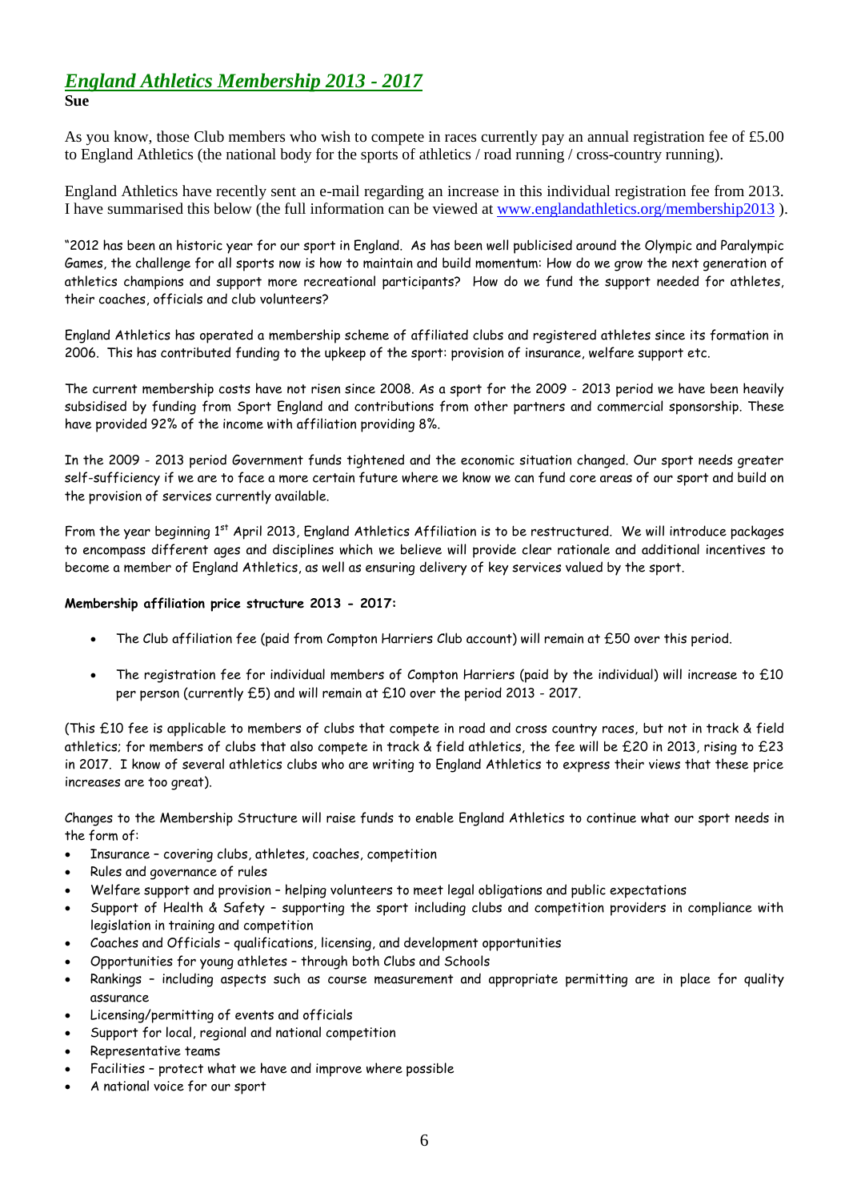## *England Athletics Membership 2013 - 2017*

**Sue**

As you know, those Club members who wish to compete in races currently pay an annual registration fee of £5.00 to England Athletics (the national body for the sports of athletics / road running / cross-country running).

England Athletics have recently sent an e-mail regarding an increase in this individual registration fee from 2013. I have summarised this below (the full information can be viewed at www.englandathletics.org/membership2013 ).

"2012 has been an historic year for our sport in England. As has been well publicised around the Olympic and Paralympic Games, the challenge for all sports now is how to maintain and build momentum: How do we grow the next generation of athletics champions and support more recreational participants? How do we fund the support needed for athletes, their coaches, officials and club volunteers?

England Athletics has operated a membership scheme of affiliated clubs and registered athletes since its formation in 2006. This has contributed funding to the upkeep of the sport: provision of insurance, welfare support etc.

The current membership costs have not risen since 2008. As a sport for the 2009 - 2013 period we have been heavily subsidised by funding from Sport England and contributions from other partners and commercial sponsorship. These have provided 92% of the income with affiliation providing 8%.

In the 2009 - 2013 period Government funds tightened and the economic situation changed. Our sport needs greater self-sufficiency if we are to face a more certain future where we know we can fund core areas of our sport and build on the provision of services currently available.

From the year beginning 1st April 2013, England Athletics Affiliation is to be restructured. We will introduce packages to encompass different ages and disciplines which we believe will provide clear rationale and additional incentives to become a member of England Athletics, as well as ensuring delivery of key services valued by the sport.

**Membership affiliation price structure 2013 - 2017:**

- The Club affiliation fee (paid from Compton Harriers Club account) will remain at £50 over this period.
- The registration fee for individual members of Compton Harriers (paid by the individual) will increase to £10 per person (currently £5) and will remain at £10 over the period 2013 - 2017.

(This £10 fee is applicable to members of clubs that compete in road and cross country races, but not in track & field athletics; for members of clubs that also compete in track & field athletics, the fee will be £20 in 2013, rising to £23 in 2017. I know of several athletics clubs who are writing to England Athletics to express their views that these price increases are too great).

Changes to the Membership Structure will raise funds to enable England Athletics to continue what our sport needs in the form of:

- Insurance – covering clubs, athletes, coaches, competition
- Rules and governance of rules
- Welfare support and provision – helping volunteers to meet legal obligations and public expectations
- Support of Health & Safety – supporting the sport including clubs and competition providers in compliance with legislation in training and competition
- Coaches and Officials – qualifications, licensing, and development opportunities
- Opportunities for young athletes – through both Clubs and Schools
- Rankings – including aspects such as course measurement and appropriate permitting are in place for quality assurance
- Licensing/permitting of events and officials
- Support for local, regional and national competition
- Representative teams
- Facilities – protect what we have and improve where possible
- A national voice for our sport